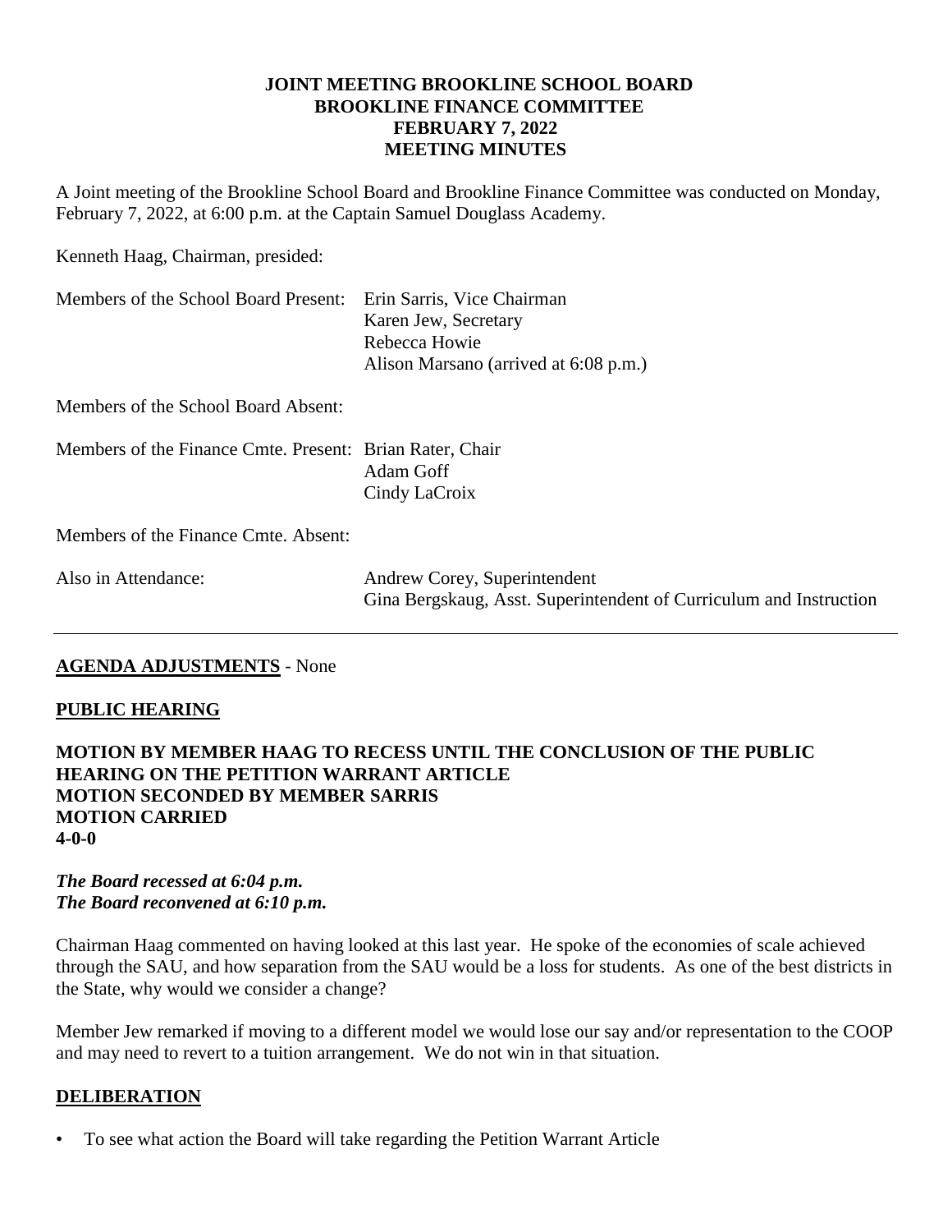**JOINT MEETING BROOKLINE SCHOOL BOARD**
**BROOKLINE FINANCE COMMITTEE**
**FEBRUARY 7, 2022**
**MEETING MINUTES**

A Joint meeting of the Brookline School Board and Brookline Finance Committee was conducted on Monday, February 7, 2022, at 6:00 p.m. at the Captain Samuel Douglass Academy.

Kenneth Haag, Chairman, presided:

| | |
|---|---|
| Members of the School Board Present: | Erin Sarris, Vice Chairman<br>Karen Jew, Secretary<br>Rebecca Howie<br>Alison Marsano (arrived at 6:08 p.m.) |
| Members of the School Board Absent: | |
| Members of the Finance Cmte. Present: | Brian Rater, Chair<br>Adam Goff<br>Cindy LaCroix |
| Members of the Finance Cmte. Absent: | |
| Also in Attendance: | Andrew Corey, Superintendent<br>Gina Bergskaug, Asst. Superintendent of Curriculum and Instruction |

---

**AGENDA ADJUSTMENTS** - None

**PUBLIC HEARING**

**MOTION BY MEMBER HAAG TO RECESS UNTIL THE CONCLUSION OF THE PUBLIC HEARING ON THE PETITION WARRANT ARTICLE**
**MOTION SECONDED BY MEMBER SARRIS**
**MOTION CARRIED**
**4-0-0**

***The Board recessed at 6:04 p.m.***
***The Board reconvened at 6:10 p.m.***

Chairman Haag commented on having looked at this last year. He spoke of the economies of scale achieved through the SAU, and how separation from the SAU would be a loss for students. As one of the best districts in the State, why would we consider a change?

Member Jew remarked if moving to a different model we would lose our say and/or representation to the COOP and may need to revert to a tuition arrangement. We do not win in that situation.

**DELIBERATION**

- To see what action the Board will take regarding the Petition Warrant Article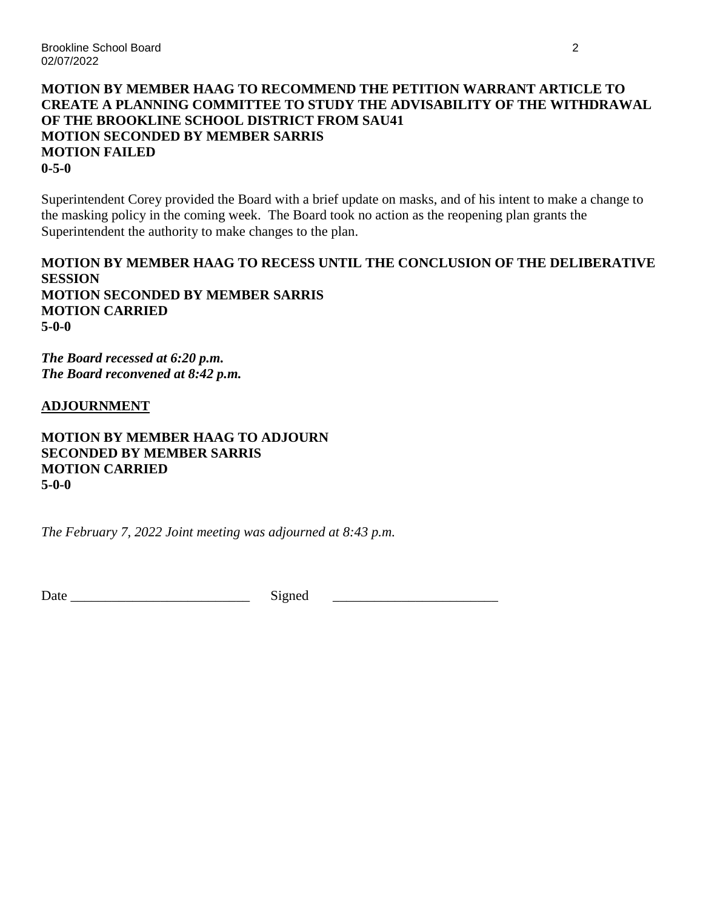**MOTION BY MEMBER HAAG TO RECOMMEND THE PETITION WARRANT ARTICLE TO CREATE A PLANNING COMMITTEE TO STUDY THE ADVISABILITY OF THE WITHDRAWAL OF THE BROOKLINE SCHOOL DISTRICT FROM SAU41**
**MOTION SECONDED BY MEMBER SARRIS**
**MOTION FAILED**
**0-5-0**

Superintendent Corey provided the Board with a brief update on masks, and of his intent to make a change to the masking policy in the coming week. The Board took no action as the reopening plan grants the Superintendent the authority to make changes to the plan.

**MOTION BY MEMBER HAAG TO RECESS UNTIL THE CONCLUSION OF THE DELIBERATIVE SESSION**
**MOTION SECONDED BY MEMBER SARRIS**
**MOTION CARRIED**
**5-0-0**

***The Board recessed at 6:20 p.m.***
***The Board reconvened at 8:42 p.m.***

**ADJOURNMENT**

**MOTION BY MEMBER HAAG TO ADJOURN**
**SECONDED BY MEMBER SARRIS**
**MOTION CARRIED**
**5-0-0**

*The February 7, 2022 Joint meeting was adjourned at 8:43 p.m.*

Date ___________________________ Signed _________________________